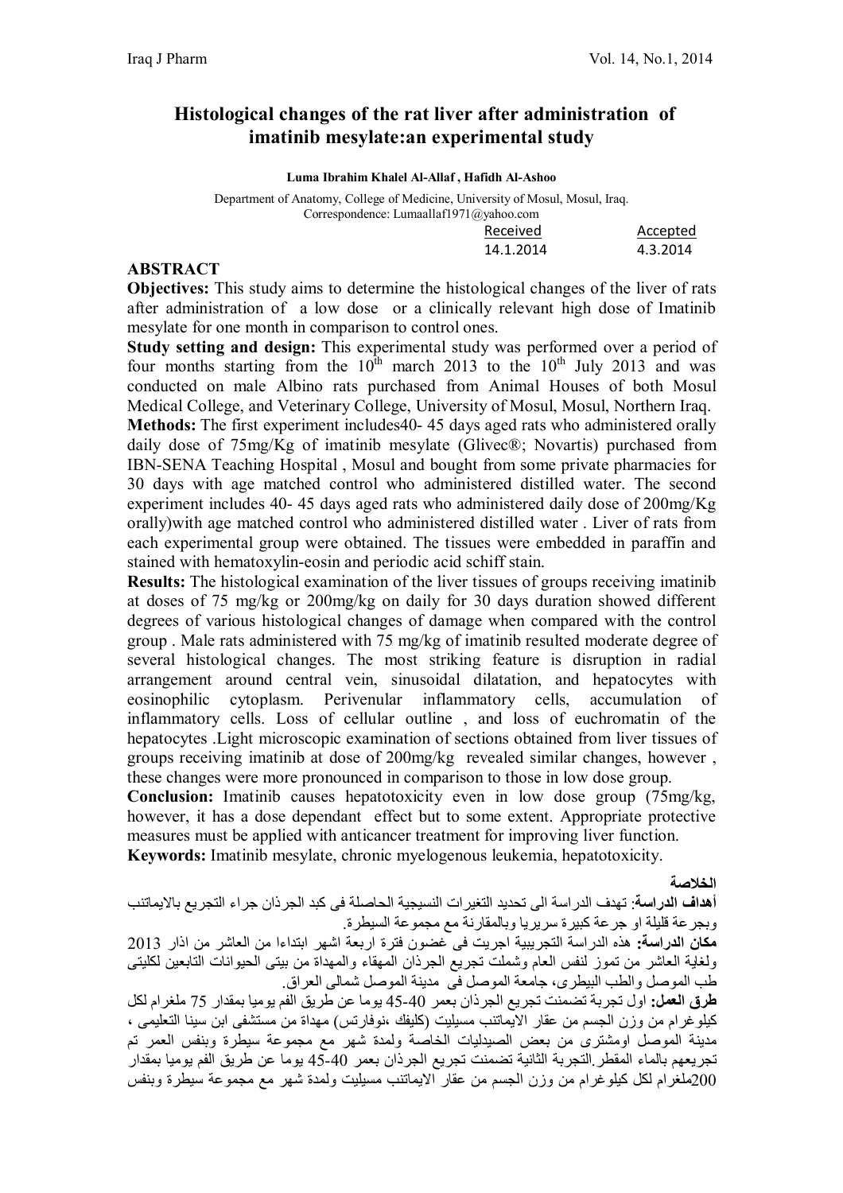# Histological changes of the rat liver after administration of imatinib mesylate:an experimental study

**Luma Ibrahim Khalel Al-Allaf , Hafidh Al-Ashoo**

Department of Anatomy, College of Medicine, University of Mosul, Mosul, Iraq.
Correspondence: Lumaallaf1971@yahoo.com

| Received | Accepted |
|---|---|
| 14.1.2014 | 4.3.2014 |

## ABSTRACT

**Objectives:** This study aims to determine the histological changes of the liver of rats after administration of a low dose or a clinically relevant high dose of Imatinib mesylate for one month in comparison to control ones.

**Study setting and design:** This experimental study was performed over a period of four months starting from the 10th march 2013 to the 10th July 2013 and was conducted on male Albino rats purchased from Animal Houses of both Mosul Medical College, and Veterinary College, University of Mosul, Mosul, Northern Iraq.

**Methods:** The first experiment includes40- 45 days aged rats who administered orally daily dose of 75mg/Kg of imatinib mesylate (Glivec®; Novartis) purchased from IBN-SENA Teaching Hospital , Mosul and bought from some private pharmacies for 30 days with age matched control who administered distilled water. The second experiment includes 40- 45 days aged rats who administered daily dose of 200mg/Kg orally)with age matched control who administered distilled water . Liver of rats from each experimental group were obtained. The tissues were embedded in paraffin and stained with hematoxylin-eosin and periodic acid schiff stain.

**Results:** The histological examination of the liver tissues of groups receiving imatinib at doses of 75 mg/kg or 200mg/kg on daily for 30 days duration showed different degrees of various histological changes of damage when compared with the control group . Male rats administered with 75 mg/kg of imatinib resulted moderate degree of several histological changes. The most striking feature is disruption in radial arrangement around central vein, sinusoidal dilatation, and hepatocytes with eosinophilic cytoplasm. Perivenular inflammatory cells, accumulation of inflammatory cells. Loss of cellular outline , and loss of euchromatin of the hepatocytes .Light microscopic examination of sections obtained from liver tissues of groups receiving imatinib at dose of 200mg/kg revealed similar changes, however , these changes were more pronounced in comparison to those in low dose group.

**Conclusion:** Imatinib causes hepatotoxicity even in low dose group (75mg/kg, however, it has a dose dependant effect but to some extent. Appropriate protective measures must be applied with anticancer treatment for improving liver function.

**Keywords:** Imatinib mesylate, chronic myelogenous leukemia, hepatotoxicity.

## الخلاصة

**أهداف الدراسة**: تهدف الدراسة الى تحديد التغيرات النسيجية الحاصلة فى كبد الجرذان جراء التجريع بالايماتنب وبجرعة قليلة او جرعة كبيرة سريريا وبالمقارنة مع مجموعة السيطرة.

**مكان الدراسة:** هذه الدراسة التجريبية اجريت فى غضون فترة اربعة اشهر ابتداءا من العاشر من اذار 2013 ولغاية العاشر من تموز لنفس العام وشملت تجريع الجرذان المهقاء والمهداة من بيتى الحيوانات التابعين لكليتى طب الموصل والطب البيطرى، جامعة الموصل فى مدينة الموصل شمالى العراق.

**طرق العمل:** اول تجربة تضمنت تجريع الجرذان بعمر 40-45 يوما عن طريق الفم يوميا بمقدار 75 ملغرام لكل كيلوغرام من وزن الجسم من عقار الايماتنب مسيليت (كليفك ،نوفارتس) مهداة من مستشفى ابن سينا التعليمى ، مدينة الموصل اومشترى من بعض الصيدليات الخاصة ولمدة شهر مع مجموعة سيطرة وبنفس العمر تم تجريعهم بالماء المقطر.التجربة الثانية تضمنت تجريع الجرذان بعمر 40-45 يوما عن طريق الفم يوميا بمقدار 200ملغرام لكل كيلوغرام من وزن الجسم من عقار الايماتنب مسيليت ولمدة شهر مع مجموعة سيطرة وبنفس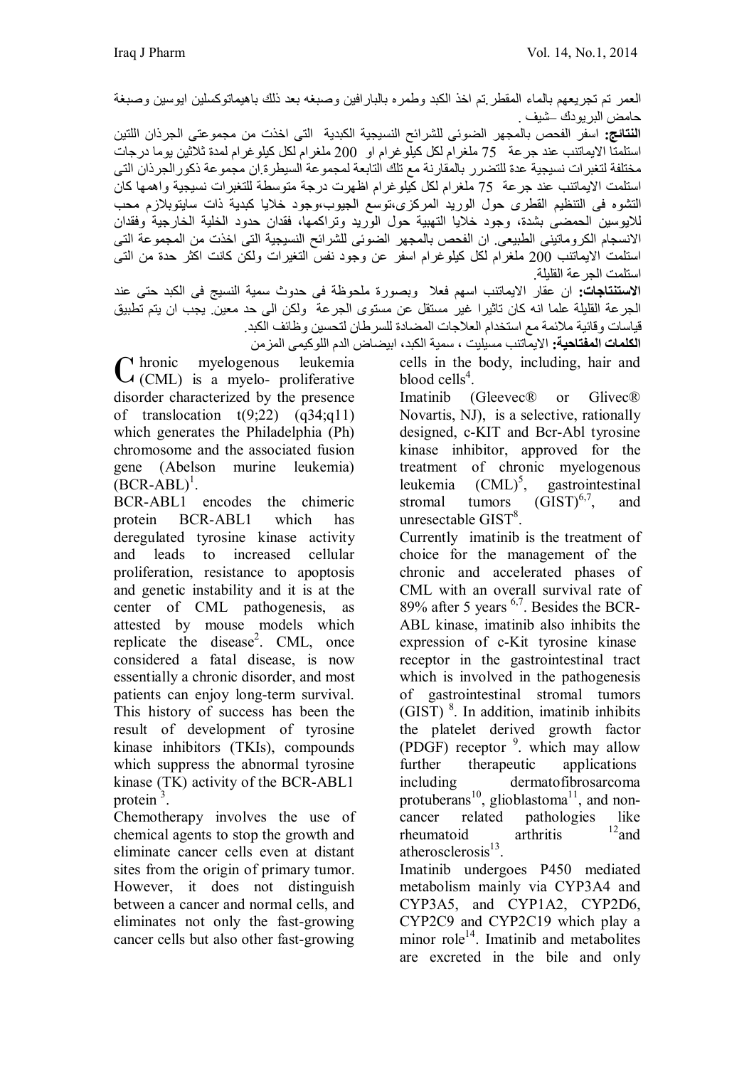العمر تم تجريعهم بالماء المقطر.تم اخذ الكبد وطمره بالبارافين وصبغه بعد ذلك باهيماتوكسلين ايوسين وصبغة حامض البريودك –شيف .

**النتائج:** اسفر الفحص بالمجهر الضوئى للشرائح النسيجية الكبدية التى اخذت من مجموعتى الجرذان اللتين استلمتا الايماتنب عند جرعة 75 ملغرام لكل كيلوغرام او 200 ملغرام لكل كيلوغرام لمدة ثلاثين يوما درجات مختلفة لتغيرات نسيجية عدة للتضرر بالمقارنة مع تلك التابعة لمجموعة السيطرة.ان مجموعة ذكورالجرذان التى استلمت الايماتنب عند جرعة 75 ملغرام لكل كيلوغرام اظهرت درجة متوسطة للتغيرات نسيجية واهمها كان التشوه فى التنظيم القطرى حول الوريد المركزى،توسع الجيوب،وجود خلايا كبدية ذات سايتوبلازم محب للايوسين الحمضى بشدة، وجود خلايا التهبية حول الوريد وتراكمها، فقدان حدود الخلية الخارجية وفقدان الانسجام الكروماتينى الطبيعى. ان الفحص بالمجهر الضوئى للشرائح النسيجية التى اخذت من المجموعة التى استلمت الايماتنب 200 ملغرام لكل كيلوغرام اسفر عن وجود نفس التغيرات ولكن كانت اكثر حدة من التى استلمت الجرعة القليلة.

**الاستنتاجات:** ان عقار الايماتنب اسهم فعلا وبصورة ملحوظة فى حدوث سمية النسيج فى الكبد حتى عند الجرعة القليلة علما انه كان تاثيرا غير مستقل عن مستوى الجرعة ولكن الى حد معين. يجب ان يتم تطبيق قياسات وقائية ملائمة مع استخدام العلاجات المضادة للسرطان لتحسين وظائف الكبد.

**الكلمات المفتاحية:** الايماتنب مسيليت ، سمية الكبد، ابيضاض الدم اللوكيمى المزمن

Chronic myelogenous leukemia (CML) is a myelo- proliferative disorder characterized by the presence of translocation t(9;22) (q34;q11) which generates the Philadelphia (Ph) chromosome and the associated fusion gene (Abelson murine leukemia) (BCR-ABL)[1].

BCR-ABL1 encodes the chimeric protein BCR-ABL1 which has deregulated tyrosine kinase activity and leads to increased cellular proliferation, resistance to apoptosis and genetic instability and it is at the center of CML pathogenesis, as attested by mouse models which replicate the disease[2]. CML, once considered a fatal disease, is now essentially a chronic disorder, and most patients can enjoy long-term survival. This history of success has been the result of development of tyrosine kinase inhibitors (TKIs), compounds which suppress the abnormal tyrosine kinase (TK) activity of the BCR-ABL1 protein [3].

Chemotherapy involves the use of chemical agents to stop the growth and eliminate cancer cells even at distant sites from the origin of primary tumor. However, it does not distinguish between a cancer and normal cells, and eliminates not only the fast-growing cancer cells but also other fast-growing cells in the body, including, hair and blood cells[4].

Imatinib (Gleevec® or Glivec® Novartis, NJ), is a selective, rationally designed, c-KIT and Bcr-Abl tyrosine kinase inhibitor, approved for the treatment of chronic myelogenous leukemia (CML)[5], gastrointestinal stromal tumors (GIST)[6,7], and unresectable GIST[8].

Currently imatinib is the treatment of choice for the management of the chronic and accelerated phases of CML with an overall survival rate of 89% after 5 years [6,7]. Besides the BCR-ABL kinase, imatinib also inhibits the expression of c-Kit tyrosine kinase receptor in the gastrointestinal tract which is involved in the pathogenesis of gastrointestinal stromal tumors (GIST) [8]. In addition, imatinib inhibits the platelet derived growth factor (PDGF) receptor [9]. which may allow further therapeutic applications including dermatofibrosarcoma protuberans[10], glioblastoma[11], and non-cancer related pathologies like rheumatoid arthritis [12]and atherosclerosis[13].

Imatinib undergoes P450 mediated metabolism mainly via CYP3A4 and CYP3A5, and CYP1A2, CYP2D6, CYP2C9 and CYP2C19 which play a minor role[14]. Imatinib and metabolites are excreted in the bile and only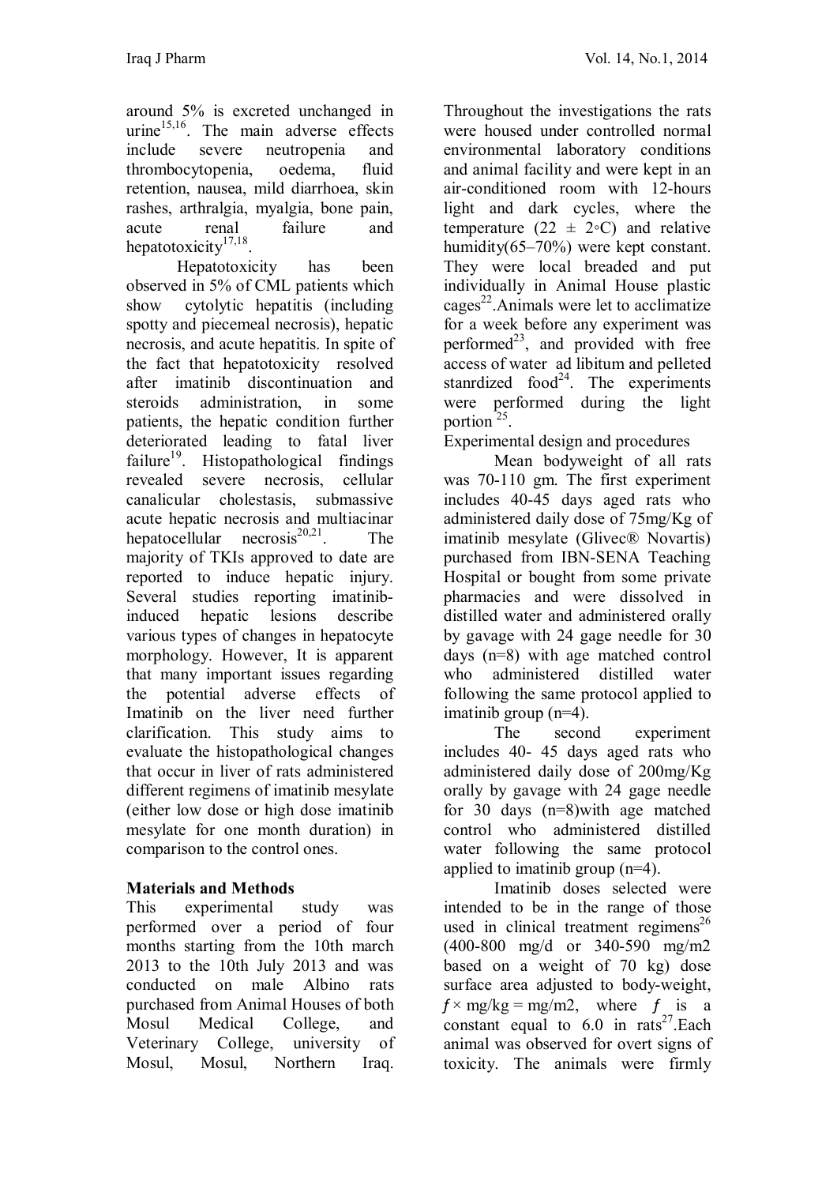around 5% is excreted unchanged in urine[15,16]. The main adverse effects include severe neutropenia and thrombocytopenia, oedema, fluid retention, nausea, mild diarrhoea, skin rashes, arthralgia, myalgia, bone pain, acute renal failure and hepatotoxicity[17,18].

Hepatotoxicity has been observed in 5% of CML patients which show cytolytic hepatitis (including spotty and piecemeal necrosis), hepatic necrosis, and acute hepatitis. In spite of the fact that hepatotoxicity resolved after imatinib discontinuation and steroids administration, in some patients, the hepatic condition further deteriorated leading to fatal liver failure[19]. Histopathological findings revealed severe necrosis, cellular canalicular cholestasis, submassive acute hepatic necrosis and multiacinar hepatocellular necrosis[20,21]. The majority of TKIs approved to date are reported to induce hepatic injury. Several studies reporting imatinib-induced hepatic lesions describe various types of changes in hepatocyte morphology. However, It is apparent that many important issues regarding the potential adverse effects of Imatinib on the liver need further clarification. This study aims to evaluate the histopathological changes that occur in liver of rats administered different regimens of imatinib mesylate (either low dose or high dose imatinib mesylate for one month duration) in comparison to the control ones.

## Materials and Methods

This experimental study was performed over a period of four months starting from the 10th march 2013 to the 10th July 2013 and was conducted on male Albino rats purchased from Animal Houses of both Mosul Medical College, and Veterinary College, university of Mosul, Mosul, Northern Iraq. Throughout the investigations the rats were housed under controlled normal environmental laboratory conditions and animal facility and were kept in an air-conditioned room with 12-hours light and dark cycles, where the temperature (22 ± 2◦C) and relative humidity(65–70%) were kept constant. They were local breaded and put individually in Animal House plastic cages[22].Animals were let to acclimatize for a week before any experiment was performed[23], and provided with free access of water ad libitum and pelleted stanrdized food[24]. The experiments were performed during the light portion [25].

Experimental design and procedures

Mean bodyweight of all rats was 70-110 gm. The first experiment includes 40-45 days aged rats who administered daily dose of 75mg/Kg of imatinib mesylate (Glivec® Novartis) purchased from IBN-SENA Teaching Hospital or bought from some private pharmacies and were dissolved in distilled water and administered orally by gavage with 24 gage needle for 30 days (n=8) with age matched control who administered distilled water following the same protocol applied to imatinib group (n=4).

The second experiment includes 40- 45 days aged rats who administered daily dose of 200mg/Kg orally by gavage with 24 gage needle for 30 days (n=8)with age matched control who administered distilled water following the same protocol applied to imatinib group (n=4).

Imatinib doses selected were intended to be in the range of those used in clinical treatment regimens[26] (400-800 mg/d or 340-590 mg/m2 based on a weight of 70 kg) dose surface area adjusted to body-weight, $f \times$ mg/kg = mg/m2, where $f$ is a constant equal to 6.0 in rats[27].Each animal was observed for overt signs of toxicity. The animals were firmly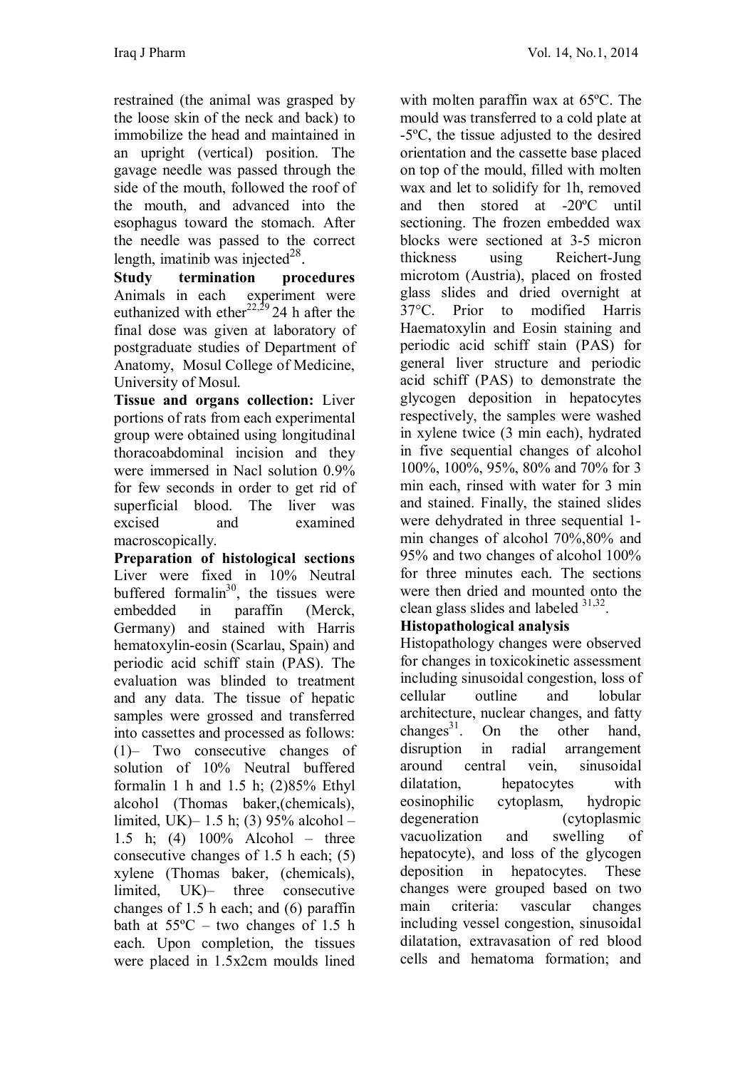restrained (the animal was grasped by the loose skin of the neck and back) to immobilize the head and maintained in an upright (vertical) position. The gavage needle was passed through the side of the mouth, followed the roof of the mouth, and advanced into the esophagus toward the stomach. After the needle was passed to the correct length, imatinib was injected[28].

**Study termination procedures** Animals in each experiment were euthanized with ether[22,29] 24 h after the final dose was given at laboratory of postgraduate studies of Department of Anatomy, Mosul College of Medicine, University of Mosul.

**Tissue and organs collection:** Liver portions of rats from each experimental group were obtained using longitudinal thoracoabdominal incision and they were immersed in Nacl solution 0.9% for few seconds in order to get rid of superficial blood. The liver was excised and examined macroscopically.

**Preparation of histological sections** Liver were fixed in 10% Neutral buffered formalin[30], the tissues were embedded in paraffin (Merck, Germany) and stained with Harris hematoxylin-eosin (Scarlau, Spain) and periodic acid schiff stain (PAS). The evaluation was blinded to treatment and any data. The tissue of hepatic samples were grossed and transferred into cassettes and processed as follows: (1)– Two consecutive changes of solution of 10% Neutral buffered formalin 1 h and 1.5 h; (2)85% Ethyl alcohol (Thomas baker,(chemicals), limited, UK)– 1.5 h; (3) 95% alcohol – 1.5 h; (4) 100% Alcohol – three consecutive changes of 1.5 h each; (5) xylene (Thomas baker, (chemicals), limited, UK)– three consecutive changes of 1.5 h each; and (6) paraffin bath at 55ºC – two changes of 1.5 h each. Upon completion, the tissues were placed in 1.5x2cm moulds lined with molten paraffin wax at 65ºC. The mould was transferred to a cold plate at -5ºC, the tissue adjusted to the desired orientation and the cassette base placed on top of the mould, filled with molten wax and let to solidify for 1h, removed and then stored at -20ºC until sectioning. The frozen embedded wax blocks were sectioned at 3-5 micron thickness using Reichert-Jung microtom (Austria), placed on frosted glass slides and dried overnight at 37°C. Prior to modified Harris Haematoxylin and Eosin staining and periodic acid schiff stain (PAS) for general liver structure and periodic acid schiff (PAS) to demonstrate the glycogen deposition in hepatocytes respectively, the samples were washed in xylene twice (3 min each), hydrated in five sequential changes of alcohol 100%, 100%, 95%, 80% and 70% for 3 min each, rinsed with water for 3 min and stained. Finally, the stained slides were dehydrated in three sequential 1-min changes of alcohol 70%,80% and 95% and two changes of alcohol 100% for three minutes each. The sections were then dried and mounted onto the clean glass slides and labeled [31,32].

**Histopathological analysis**

Histopathology changes were observed for changes in toxicokinetic assessment including sinusoidal congestion, loss of cellular outline and lobular architecture, nuclear changes, and fatty changes[31]. On the other hand, disruption in radial arrangement around central vein, sinusoidal dilatation, hepatocytes with eosinophilic cytoplasm, hydropic degeneration (cytoplasmic vacuolization and swelling of hepatocyte), and loss of the glycogen deposition in hepatocytes. These changes were grouped based on two main criteria: vascular changes including vessel congestion, sinusoidal dilatation, extravasation of red blood cells and hematoma formation; and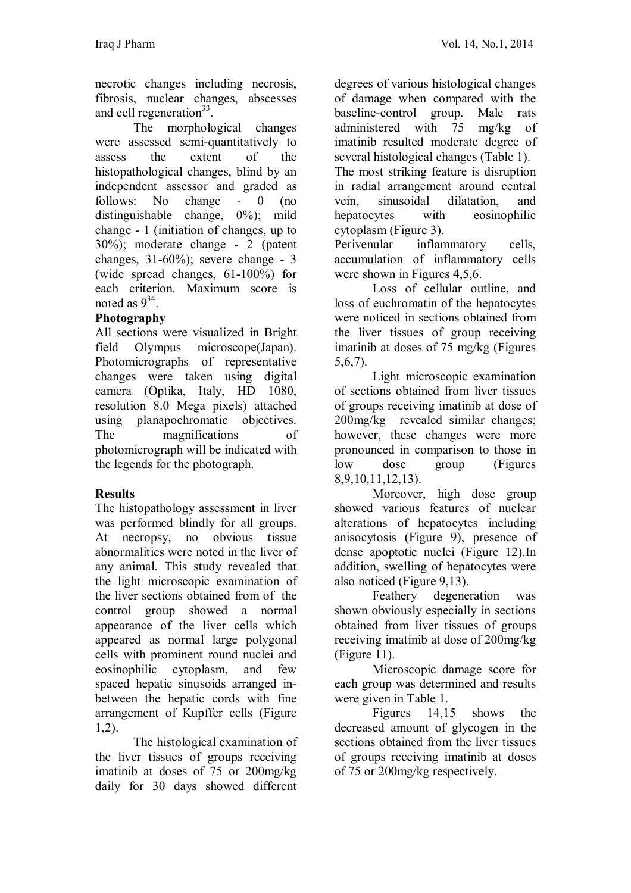necrotic changes including necrosis, fibrosis, nuclear changes, abscesses and cell regeneration[33].

The morphological changes were assessed semi-quantitatively to assess the extent of the histopathological changes, blind by an independent assessor and graded as follows: No change - 0 (no distinguishable change, 0%); mild change - 1 (initiation of changes, up to 30%); moderate change - 2 (patent changes, 31-60%); severe change - 3 (wide spread changes, 61-100%) for each criterion. Maximum score is noted as 9[34].

**Photography**

All sections were visualized in Bright field Olympus microscope(Japan). Photomicrographs of representative changes were taken using digital camera (Optika, Italy, HD 1080, resolution 8.0 Mega pixels) attached using planapochromatic objectives. The magnifications of photomicrograph will be indicated with the legends for the photograph.

**Results**

The histopathology assessment in liver was performed blindly for all groups. At necropsy, no obvious tissue abnormalities were noted in the liver of any animal. This study revealed that the light microscopic examination of the liver sections obtained from of the control group showed a normal appearance of the liver cells which appeared as normal large polygonal cells with prominent round nuclei and eosinophilic cytoplasm, and few spaced hepatic sinusoids arranged in-between the hepatic cords with fine arrangement of Kupffer cells (Figure 1,2).

The histological examination of the liver tissues of groups receiving imatinib at doses of 75 or 200mg/kg daily for 30 days showed different degrees of various histological changes of damage when compared with the baseline-control group. Male rats administered with 75 mg/kg of imatinib resulted moderate degree of several histological changes (Table 1).

The most striking feature is disruption in radial arrangement around central vein, sinusoidal dilatation, and hepatocytes with eosinophilic cytoplasm (Figure 3).

Perivenular inflammatory cells, accumulation of inflammatory cells were shown in Figures 4,5,6.

Loss of cellular outline, and loss of euchromatin of the hepatocytes were noticed in sections obtained from the liver tissues of group receiving imatinib at doses of 75 mg/kg (Figures 5,6,7).

Light microscopic examination of sections obtained from liver tissues of groups receiving imatinib at dose of 200mg/kg revealed similar changes; however, these changes were more pronounced in comparison to those in low dose group (Figures 8,9,10,11,12,13).

Moreover, high dose group showed various features of nuclear alterations of hepatocytes including anisocytosis (Figure 9), presence of dense apoptotic nuclei (Figure 12).In addition, swelling of hepatocytes were also noticed (Figure 9,13).

Feathery degeneration was shown obviously especially in sections obtained from liver tissues of groups receiving imatinib at dose of 200mg/kg (Figure 11).

Microscopic damage score for each group was determined and results were given in Table 1.

Figures 14,15 shows the decreased amount of glycogen in the sections obtained from the liver tissues of groups receiving imatinib at doses of 75 or 200mg/kg respectively.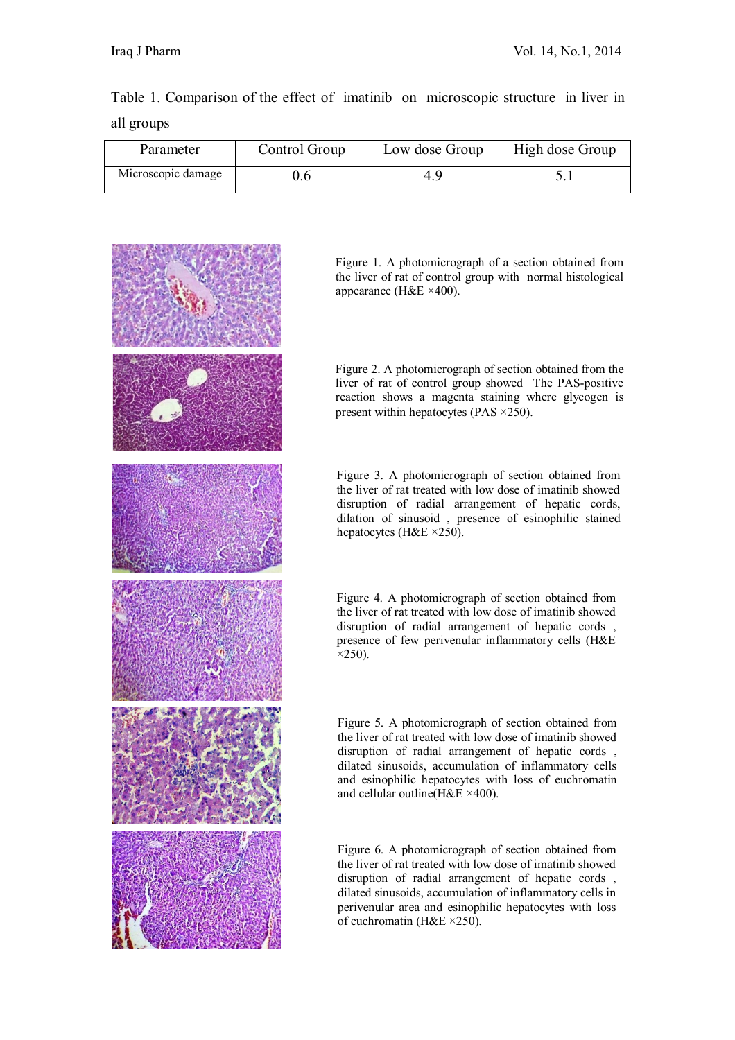Table 1. Comparison of the effect of imatinib on microscopic structure in liver in all groups

| Parameter | Control Group | Low dose Group | High dose Group |
|---|---|---|---|
| Microscopic damage | 0.6 | 4.9 | 5.1 |

Figure 1. A photomicrograph of a section obtained from the liver of rat of control group with normal histological appearance (H&E ×400).

Figure 2. A photomicrograph of section obtained from the liver of rat of control group showed The PAS-positive reaction shows a magenta staining where glycogen is present within hepatocytes (PAS ×250).

Figure 3. A photomicrograph of section obtained from the liver of rat treated with low dose of imatinib showed disruption of radial arrangement of hepatic cords, dilation of sinusoid , presence of esinophilic stained hepatocytes (H&E ×250).

Figure 4. A photomicrograph of section obtained from the liver of rat treated with low dose of imatinib showed disruption of radial arrangement of hepatic cords , presence of few perivenular inflammatory cells (H&E ×250).

Figure 5. A photomicrograph of section obtained from the liver of rat treated with low dose of imatinib showed disruption of radial arrangement of hepatic cords , dilated sinusoids, accumulation of inflammatory cells and esinophilic hepatocytes with loss of euchromatin and cellular outline(H&E ×400).

Figure 6. A photomicrograph of section obtained from the liver of rat treated with low dose of imatinib showed disruption of radial arrangement of hepatic cords , dilated sinusoids, accumulation of inflammatory cells in perivenular area and esinophilic hepatocytes with loss of euchromatin (H&E ×250).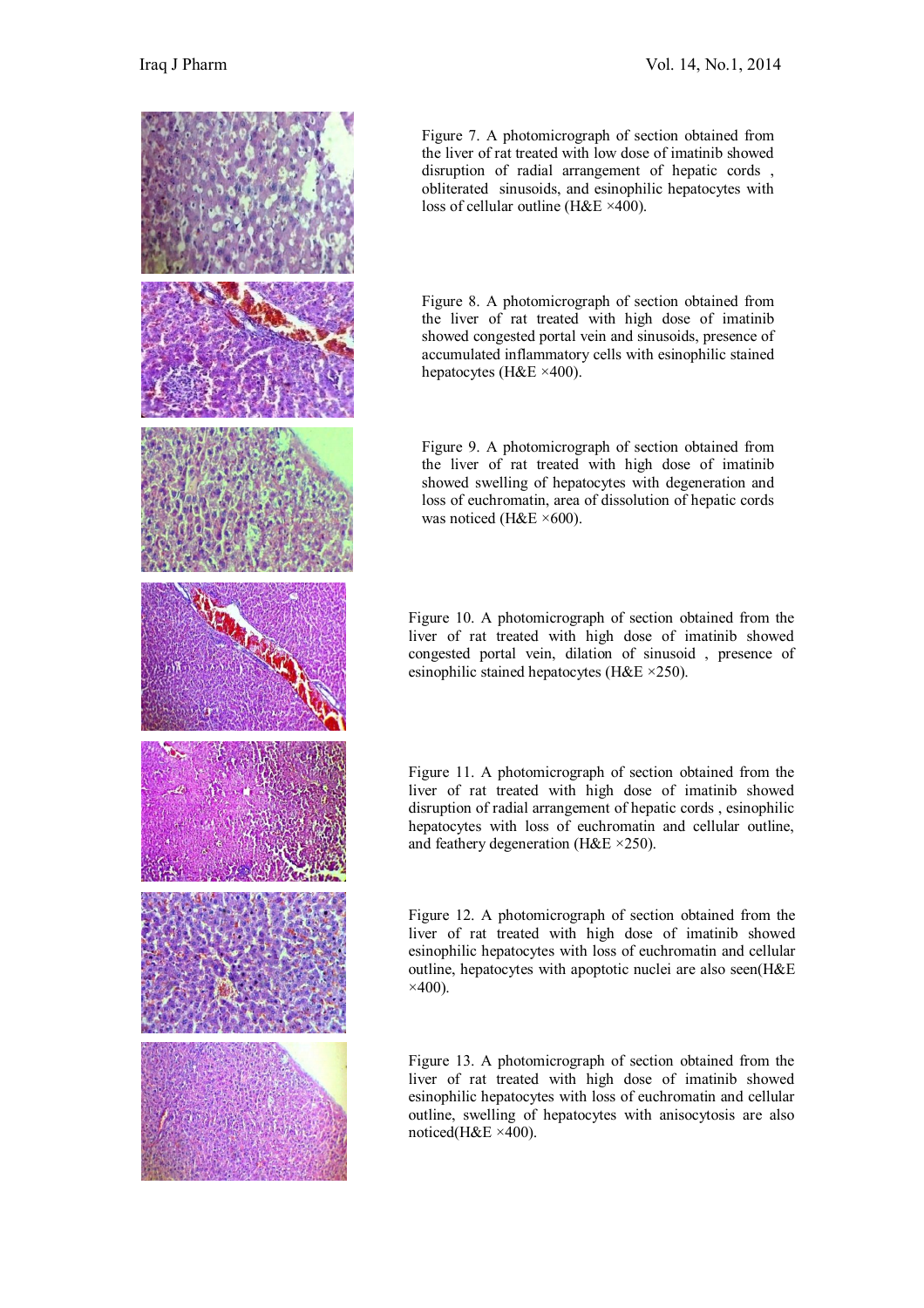Figure 7. A photomicrograph of section obtained from the liver of rat treated with low dose of imatinib showed disruption of radial arrangement of hepatic cords , obliterated sinusoids, and esinophilic hepatocytes with loss of cellular outline (H&E ×400).

Figure 8. A photomicrograph of section obtained from the liver of rat treated with high dose of imatinib showed congested portal vein and sinusoids, presence of accumulated inflammatory cells with esinophilic stained hepatocytes (H&E ×400).

Figure 9. A photomicrograph of section obtained from the liver of rat treated with high dose of imatinib showed swelling of hepatocytes with degeneration and loss of euchromatin, area of dissolution of hepatic cords was noticed (H&E ×600).

Figure 10. A photomicrograph of section obtained from the liver of rat treated with high dose of imatinib showed congested portal vein, dilation of sinusoid , presence of esinophilic stained hepatocytes (H&E ×250).

Figure 11. A photomicrograph of section obtained from the liver of rat treated with high dose of imatinib showed disruption of radial arrangement of hepatic cords , esinophilic hepatocytes with loss of euchromatin and cellular outline, and feathery degeneration (H&E ×250).

Figure 12. A photomicrograph of section obtained from the liver of rat treated with high dose of imatinib showed esinophilic hepatocytes with loss of euchromatin and cellular outline, hepatocytes with apoptotic nuclei are also seen(H&E ×400).

Figure 13. A photomicrograph of section obtained from the liver of rat treated with high dose of imatinib showed esinophilic hepatocytes with loss of euchromatin and cellular outline, swelling of hepatocytes with anisocytosis are also noticed(H&E ×400).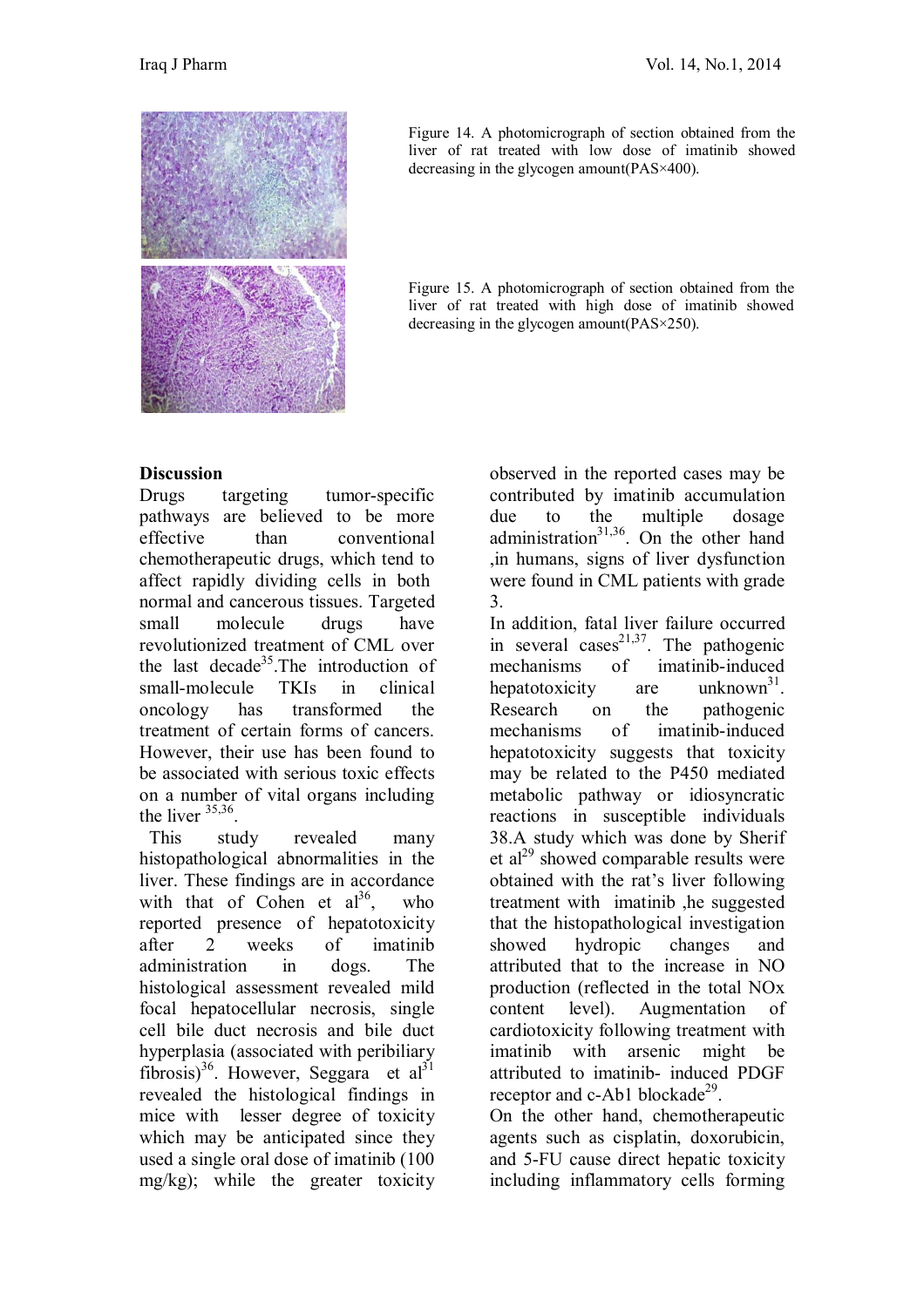Figure 14. A photomicrograph of section obtained from the liver of rat treated with low dose of imatinib showed decreasing in the glycogen amount(PAS×400).

Figure 15. A photomicrograph of section obtained from the liver of rat treated with high dose of imatinib showed decreasing in the glycogen amount(PAS×250).

## Discussion

Drugs targeting tumor-specific pathways are believed to be more effective than conventional chemotherapeutic drugs, which tend to affect rapidly dividing cells in both normal and cancerous tissues. Targeted small molecule drugs have revolutionized treatment of CML over the last decade[35].The introduction of small-molecule TKIs in clinical oncology has transformed the treatment of certain forms of cancers. However, their use has been found to be associated with serious toxic effects on a number of vital organs including the liver [35,36].

This study revealed many histopathological abnormalities in the liver. These findings are in accordance with that of Cohen et al[36], who reported presence of hepatotoxicity after 2 weeks of imatinib administration in dogs. The histological assessment revealed mild focal hepatocellular necrosis, single cell bile duct necrosis and bile duct hyperplasia (associated with peribiliary fibrosis)[36]. However, Seggara et al[31] revealed the histological findings in mice with lesser degree of toxicity which may be anticipated since they used a single oral dose of imatinib (100 mg/kg); while the greater toxicity observed in the reported cases may be contributed by imatinib accumulation due to the multiple dosage administration[31,36]. On the other hand ,in humans, signs of liver dysfunction were found in CML patients with grade 3.

In addition, fatal liver failure occurred in several cases[21,37]. The pathogenic mechanisms of imatinib-induced hepatotoxicity are unknown[31]. Research on the pathogenic mechanisms of imatinib-induced hepatotoxicity suggests that toxicity may be related to the P450 mediated metabolic pathway or idiosyncratic reactions in susceptible individuals 38.A study which was done by Sherif et al[29] showed comparable results were obtained with the rat's liver following treatment with imatinib ,he suggested that the histopathological investigation showed hydropic changes and attributed that to the increase in NO production (reflected in the total NOx content level). Augmentation of cardiotoxicity following treatment with imatinib with arsenic might be attributed to imatinib- induced PDGF receptor and c-Ab1 blockade[29].

On the other hand, chemotherapeutic agents such as cisplatin, doxorubicin, and 5-FU cause direct hepatic toxicity including inflammatory cells forming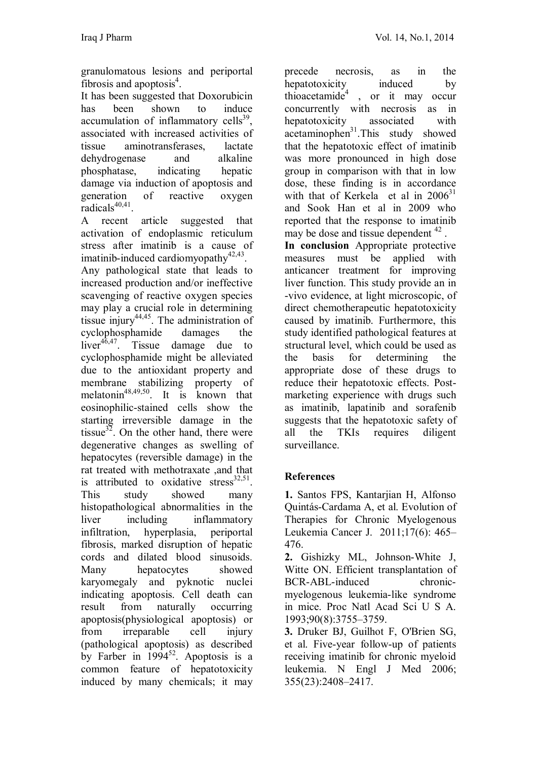granulomatous lesions and periportal fibrosis and apoptosis[4].

It has been suggested that Doxorubicin has been shown to induce accumulation of inflammatory cells[39], associated with increased activities of tissue aminotransferases, lactate dehydrogenase and alkaline phosphatase, indicating hepatic damage via induction of apoptosis and generation of reactive oxygen radicals[40,41].

A recent article suggested that activation of endoplasmic reticulum stress after imatinib is a cause of imatinib-induced cardiomyopathy[42,43].

Any pathological state that leads to increased production and/or ineffective scavenging of reactive oxygen species may play a crucial role in determining tissue injury[44,45]. The administration of cyclophosphamide damages the liver[46,47]. Tissue damage due to cyclophosphamide might be alleviated due to the antioxidant property and membrane stabilizing property of melatonin[48,49,50]. It is known that eosinophilic-stained cells show the starting irreversible damage in the tissue[32]. On the other hand, there were degenerative changes as swelling of hepatocytes (reversible damage) in the rat treated with methotraxate ,and that is attributed to oxidative stress[32,51]. This study showed many histopathological abnormalities in the liver including inflammatory infiltration, hyperplasia, periportal fibrosis, marked disruption of hepatic cords and dilated blood sinusoids. Many hepatocytes showed karyomegaly and pyknotic nuclei indicating apoptosis. Cell death can result from naturally occurring apoptosis(physiological apoptosis) or from irreparable cell injury (pathological apoptosis) as described by Farber in 1994[52]. Apoptosis is a common feature of hepatotoxicity induced by many chemicals; it may precede necrosis, as in the hepatotoxicity induced by thioacetamide[4] , or it may occur concurrently with necrosis as in hepatotoxicity associated with acetaminophen[31].This study showed that the hepatotoxic effect of imatinib was more pronounced in high dose group in comparison with that in low dose, these finding is in accordance with that of Kerkela et al in 2006[31] and Sook Han et al in 2009 who reported that the response to imatinib may be dose and tissue dependent [42] .

**In conclusion** Appropriate protective measures must be applied with anticancer treatment for improving liver function. This study provide an in -vivo evidence, at light microscopic, of direct chemotherapeutic hepatotoxicity caused by imatinib. Furthermore, this study identified pathological features at structural level, which could be used as the basis for determining the appropriate dose of these drugs to reduce their hepatotoxic effects. Post-marketing experience with drugs such as imatinib, lapatinib and sorafenib suggests that the hepatotoxic safety of all the TKIs requires diligent surveillance.

## References

**1.** Santos FPS, Kantarjian H, Alfonso Quintás-Cardama A, et al. Evolution of Therapies for Chronic Myelogenous Leukemia Cancer J. 2011;17(6): 465–476.

**2.** Gishizky ML, Johnson-White J, Witte ON. Efficient transplantation of BCR-ABL-induced chronic-myelogenous leukemia-like syndrome in mice. Proc Natl Acad Sci U S A. 1993;90(8):3755–3759.

**3.** Druker BJ, Guilhot F, O'Brien SG, et al. Five-year follow-up of patients receiving imatinib for chronic myeloid leukemia. N Engl J Med 2006; 355(23):2408–2417.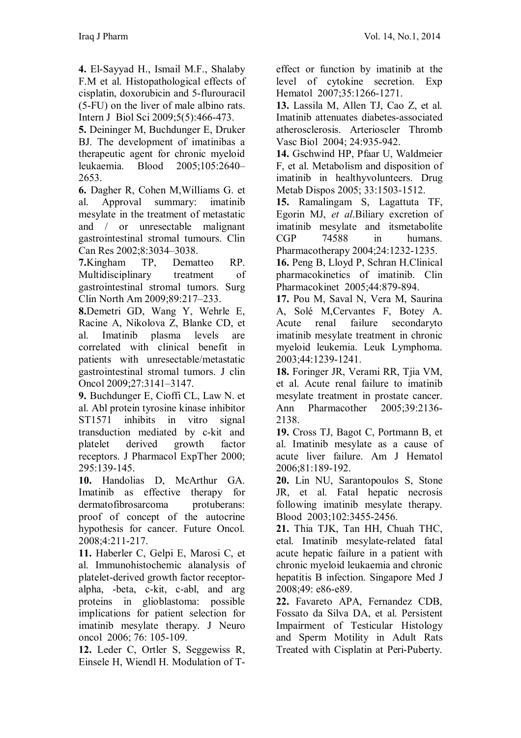**4.** El-Sayyad H., Ismail M.F., Shalaby F.M et al. Histopathological effects of cisplatin, doxorubicin and 5-flurouracil (5-FU) on the liver of male albino rats. Intern J Biol Sci 2009;5(5):466-473.

**5.** Deininger M, Buchdunger E, Druker BJ. The development of imatinibas a therapeutic agent for chronic myeloid leukaemia. Blood 2005;105:2640–2653.

**6.** Dagher R, Cohen M,Williams G. et al. Approval summary: imatinib mesylate in the treatment of metastatic and / or unresectable malignant gastrointestinal stromal tumours. Clin Can Res 2002;8:3034–3038.

**7.**Kingham TP, Dematteo RP. Multidisciplinary treatment of gastrointestinal stromal tumors. Surg Clin North Am 2009;89:217–233.

**8.**Demetri GD, Wang Y, Wehrle E, Racine A, Nikolova Z, Blanke CD, et al. Imatinib plasma levels are correlated with clinical benefit in patients with unresectable/metastatic gastrointestinal stromal tumors. J clin Oncol 2009;27:3141–3147.

**9.** Buchdunger E, Cioffi CL, Law N. et al. Abl protein tyrosine kinase inhibitor ST1571 inhibits in vitro signal transduction mediated by c-kit and platelet derived growth factor receptors. J Pharmacol ExpTher 2000; 295:139-145.

**10.** Handolias D, McArthur GA. Imatinib as effective therapy for dermatofibrosarcoma protuberans: proof of concept of the autocrine hypothesis for cancer. Future Oncol. 2008;4:211-217.

**11.** Haberler C, Gelpi E, Marosi C, et al. Immunohistochemic alanalysis of platelet-derived growth factor receptor-alpha, -beta, c-kit, c-abl, and arg proteins in glioblastoma: possible implications for patient selection for imatinib mesylate therapy. J Neuro oncol 2006; 76: 105-109.

**12.** Leder C, Ortler S, Seggewiss R, Einsele H, Wiendl H. Modulation of T-effect or function by imatinib at the level of cytokine secretion. Exp Hematol 2007;35:1266-1271.

**13.** Lassila M, Allen TJ, Cao Z, et al. Imatinib attenuates diabetes-associated atherosclerosis. Arterioscler Thromb Vasc Biol 2004; 24:935-942.

**14.** Gschwind HP, Pfaar U, Waldmeier F, et al. Metabolism and disposition of imatinib in healthyvolunteers. Drug Metab Dispos 2005; 33:1503-1512.

**15.** Ramalingam S, Lagattuta TF, Egorin MJ, *et al*.Biliary excretion of imatinib mesylate and itsmetabolite CGP 74588 in humans. Pharmacotherapy 2004;24:1232-1235.

**16.** Peng B, Lloyd P, Schran H.Clinical pharmacokinetics of imatinib. Clin Pharmacokinet 2005;44:879-894.

**17.** Pou M, Saval N, Vera M, Saurina A, Solé M,Cervantes F, Botey A. Acute renal failure secondaryto imatinib mesylate treatment in chronic myeloid leukemia. Leuk Lymphoma. 2003;44:1239-1241.

**18.** Foringer JR, Verami RR, Tjia VM, et al. Acute renal failure to imatinib mesylate treatment in prostate cancer. Ann Pharmacother 2005;39:2136-2138.

**19.** Cross TJ, Bagot C, Portmann B, et al. Imatinib mesylate as a cause of acute liver failure. Am J Hematol 2006;81:189-192.

**20.** Lin NU, Sarantopoulos S, Stone JR, et al. Fatal hepatic necrosis following imatinib mesylate therapy. Blood 2003;102:3455-2456.

**21.** Thia TJK, Tan HH, Chuah THC, etal. Imatinib mesylate-related fatal acute hepatic failure in a patient with chronic myeloid leukaemia and chronic hepatitis B infection. Singapore Med J 2008;49: e86-e89.

**22.** Favareto APA, Fernandez CDB, Fossato da Silva DA, et al. Persistent Impairment of Testicular Histology and Sperm Motility in Adult Rats Treated with Cisplatin at Peri-Puberty.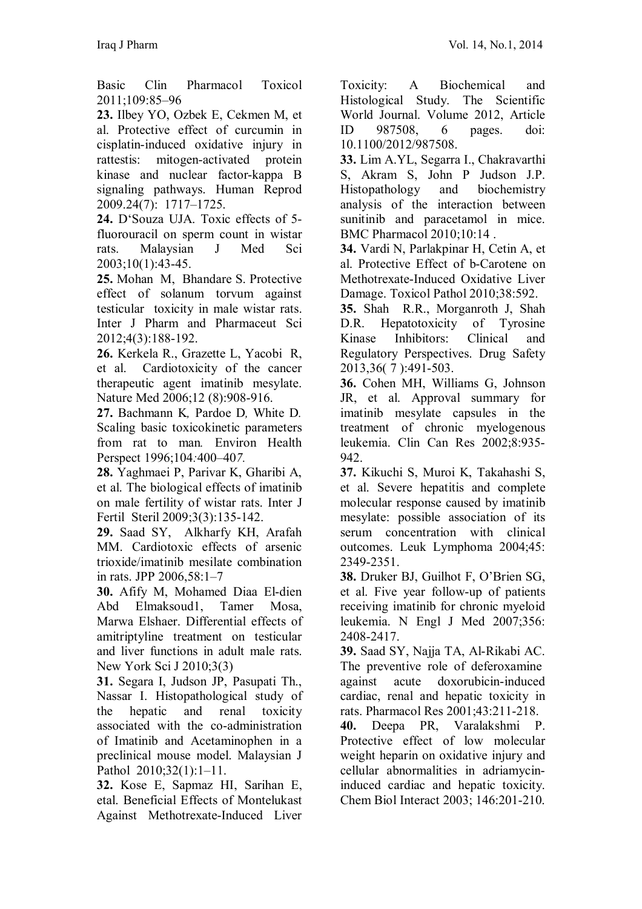Basic Clin Pharmacol Toxicol 2011;109:85–96

**23.** Ilbey YO, Ozbek E, Cekmen M, et al. Protective effect of curcumin in cisplatin-induced oxidative injury in rattestis: mitogen-activated protein kinase and nuclear factor-kappa B signaling pathways. Human Reprod 2009.24(7): 1717–1725.

**24.** D'Souza UJA. Toxic effects of 5-fluorouracil on sperm count in wistar rats. Malaysian J Med Sci 2003;10(1):43-45.

**25.** Mohan M, Bhandare S. Protective effect of solanum torvum against testicular toxicity in male wistar rats. Inter J Pharm and Pharmaceut Sci 2012;4(3):188-192.

**26.** Kerkela R., Grazette L, Yacobi R, et al. Cardiotoxicity of the cancer therapeutic agent imatinib mesylate. Nature Med 2006;12 (8):908-916.

**27.** Bachmann K*,* Pardoe D*,* White D*.* Scaling basic toxicokinetic parameters from rat to man*.* Environ Health Perspect 1996;104*:*400–40*7.*

**28.** Yaghmaei P, Parivar K, Gharibi A, et al. The biological effects of imatinib on male fertility of wistar rats. Inter J Fertil Steril 2009;3(3):135-142.

**29.** Saad SY, Alkharfy KH, Arafah MM. Cardiotoxic effects of arsenic trioxide/imatinib mesilate combination in rats. JPP 2006,58:1–7

**30.** Afify M, Mohamed Diaa El-dien Abd Elmaksoud1, Tamer Mosa, Marwa Elshaer. Differential effects of amitriptyline treatment on testicular and liver functions in adult male rats. New York Sci J 2010;3(3)

**31.** Segara I, Judson JP, Pasupati Th., Nassar I. Histopathological study of the hepatic and renal toxicity associated with the co-administration of Imatinib and Acetaminophen in a preclinical mouse model. Malaysian J Pathol 2010;32(1):1–11.

**32.** Kose E, Sapmaz HI, Sarihan E, etal. Beneficial Effects of Montelukast Against Methotrexate-Induced Liver Toxicity: A Biochemical and Histological Study. The Scientific World Journal. Volume 2012, Article ID 987508, 6 pages. doi: 10.1100/2012/987508.

**33.** Lim A.YL, Segarra I., Chakravarthi S, Akram S, John P Judson J.P. Histopathology and biochemistry analysis of the interaction between sunitinib and paracetamol in mice. BMC Pharmacol 2010;10:14 .

**34.** Vardi N, Parlakpinar H, Cetin A, et al. Protective Effect of b-Carotene on Methotrexate-Induced Oxidative Liver Damage. Toxicol Pathol 2010;38:592.

**35.** Shah R.R., Morganroth J, Shah D.R. Hepatotoxicity of Tyrosine Kinase Inhibitors: Clinical and Regulatory Perspectives. Drug Safety 2013,36( 7 ):491-503.

**36.** Cohen MH, Williams G, Johnson JR, et al. Approval summary for imatinib mesylate capsules in the treatment of chronic myelogenous leukemia. Clin Can Res 2002;8:935-942.

**37.** Kikuchi S, Muroi K, Takahashi S, et al. Severe hepatitis and complete molecular response caused by imatinib mesylate: possible association of its serum concentration with clinical outcomes. Leuk Lymphoma 2004;45: 2349-2351.

**38.** Druker BJ, Guilhot F, O'Brien SG, et al. Five year follow-up of patients receiving imatinib for chronic myeloid leukemia. N Engl J Med 2007;356: 2408-2417.

**39.** Saad SY, Najja TA, Al-Rikabi AC. The preventive role of deferoxamine against acute doxorubicin-induced cardiac, renal and hepatic toxicity in rats. Pharmacol Res 2001;43:211-218.

**40.** Deepa PR, Varalakshmi P. Protective effect of low molecular weight heparin on oxidative injury and cellular abnormalities in adriamycin-induced cardiac and hepatic toxicity. Chem Biol Interact 2003; 146:201-210.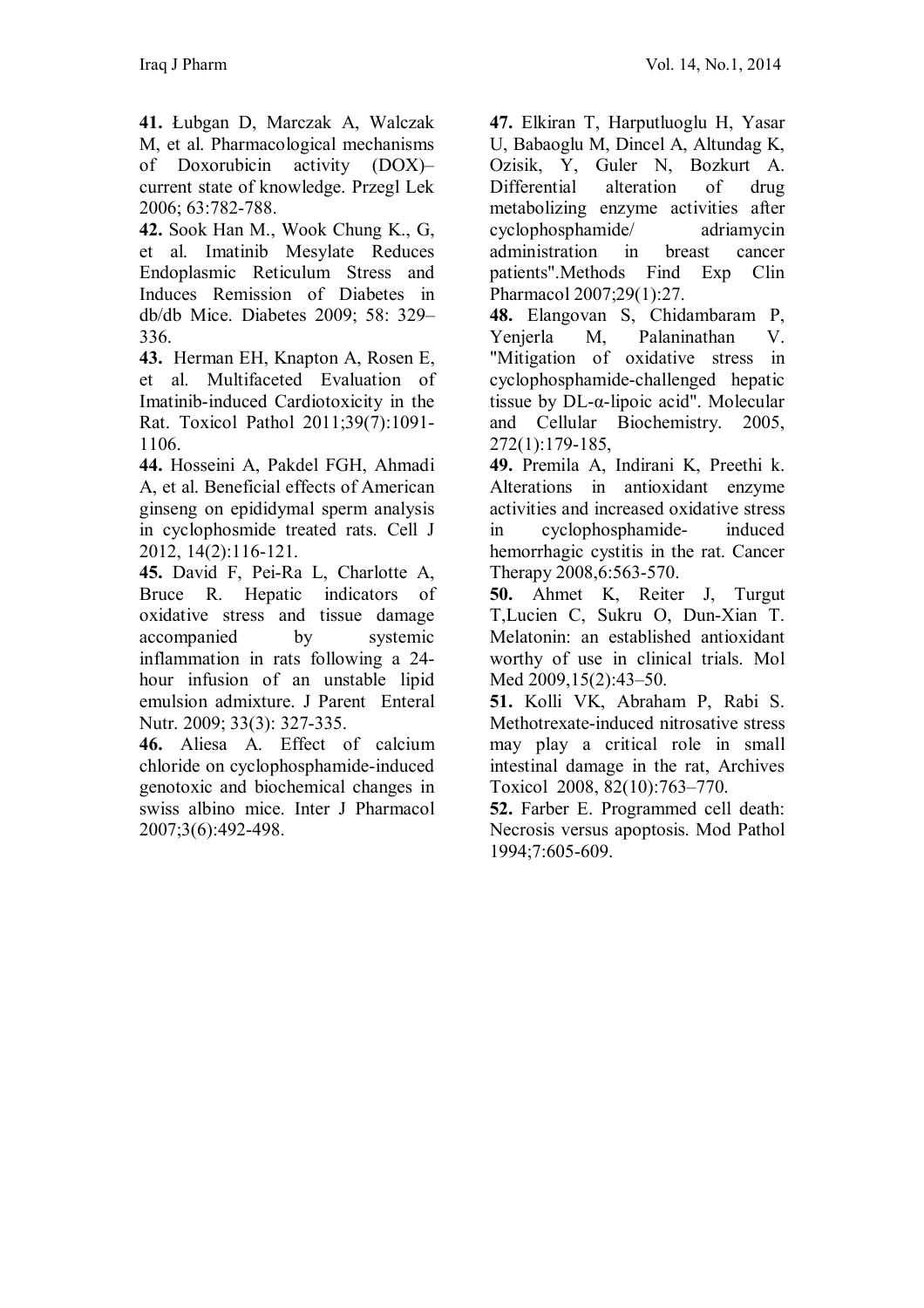**41.** Łubgan D, Marczak A, Walczak M, et al. Pharmacological mechanisms of Doxorubicin activity (DOX)– current state of knowledge. Przegl Lek 2006; 63:782-788.

**42.** Sook Han M., Wook Chung K., G, et al. Imatinib Mesylate Reduces Endoplasmic Reticulum Stress and Induces Remission of Diabetes in db/db Mice. Diabetes 2009; 58: 329–336.

**43.** Herman EH, Knapton A, Rosen E, et al. Multifaceted Evaluation of Imatinib-induced Cardiotoxicity in the Rat. Toxicol Pathol 2011;39(7):1091-1106.

**44.** Hosseini A, Pakdel FGH, Ahmadi A, et al. Beneficial effects of American ginseng on epididymal sperm analysis in cyclophosmide treated rats. Cell J 2012, 14(2):116-121.

**45.** David F, Pei-Ra L, Charlotte A, Bruce R. Hepatic indicators of oxidative stress and tissue damage accompanied by systemic inflammation in rats following a 24-hour infusion of an unstable lipid emulsion admixture. J Parent Enteral Nutr. 2009; 33(3): 327-335.

**46.** Aliesa A. Effect of calcium chloride on cyclophosphamide-induced genotoxic and biochemical changes in swiss albino mice. Inter J Pharmacol 2007;3(6):492-498.

**47.** Elkiran T, Harputluoglu H, Yasar U, Babaoglu M, Dincel A, Altundag K, Ozisik, Y, Guler N, Bozkurt A. Differential alteration of drug metabolizing enzyme activities after cyclophosphamide/ adriamycin administration in breast cancer patients".Methods Find Exp Clin Pharmacol 2007;29(1):27.

**48.** Elangovan S, Chidambaram P, Yenjerla M, Palaninathan V. "Mitigation of oxidative stress in cyclophosphamide-challenged hepatic tissue by DL-α-lipoic acid". Molecular and Cellular Biochemistry. 2005, 272(1):179-185,

**49.** Premila A, Indirani K, Preethi k. Alterations in antioxidant enzyme activities and increased oxidative stress in cyclophosphamide- induced hemorrhagic cystitis in the rat. Cancer Therapy 2008,6:563-570.

**50.** Ahmet K, Reiter J, Turgut T,Lucien C, Sukru O, Dun-Xian T. Melatonin: an established antioxidant worthy of use in clinical trials. Mol Med 2009,15(2):43–50.

**51.** Kolli VK, Abraham P, Rabi S. Methotrexate-induced nitrosative stress may play a critical role in small intestinal damage in the rat, Archives Toxicol 2008, 82(10):763–770.

**52.** Farber E. Programmed cell death: Necrosis versus apoptosis. Mod Pathol 1994;7:605-609.